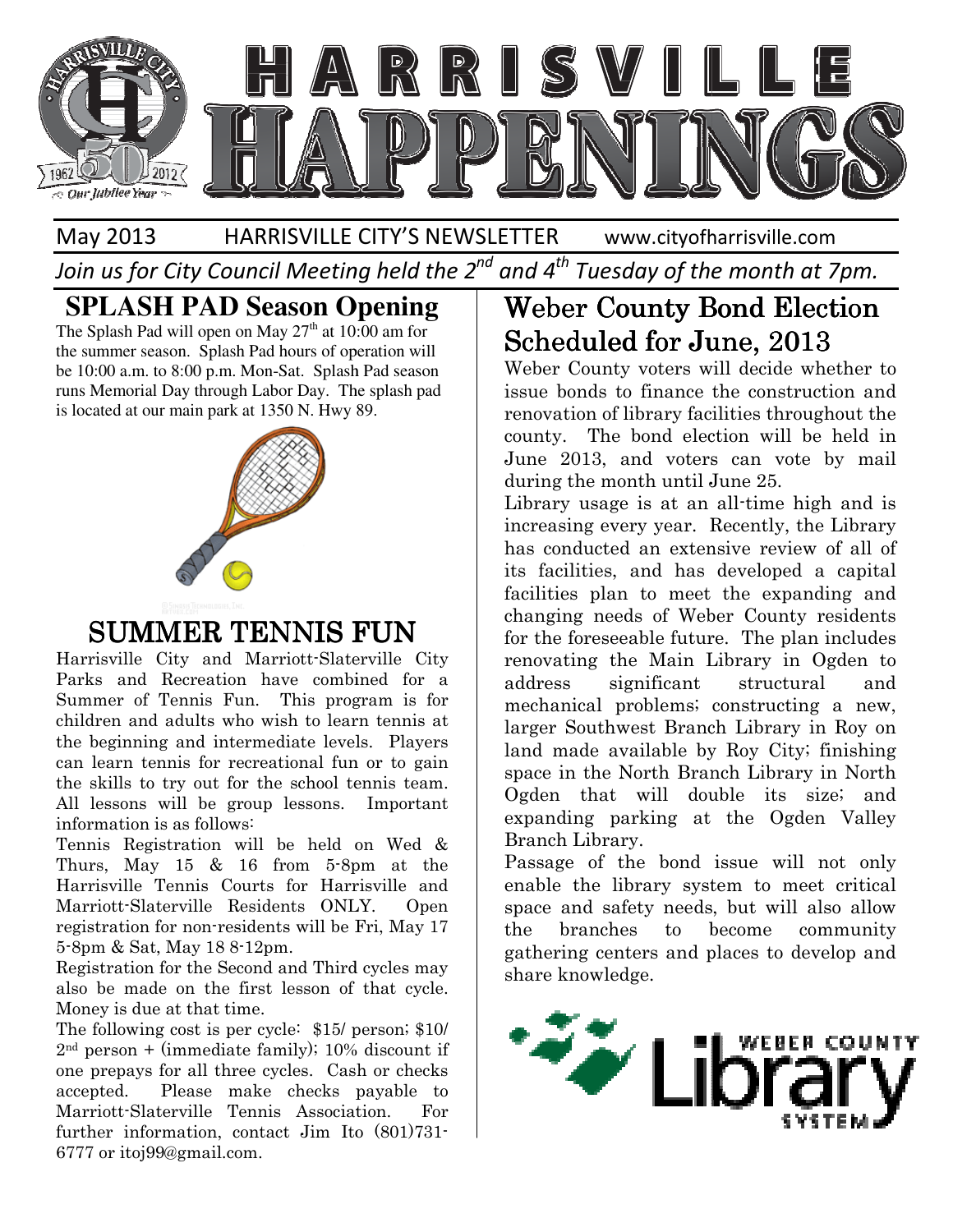# HARRISVILLE HAPPENINGS

May 2013 HARRISVILLE CITY'S NEWSLETTER www.cityofharrisville.com

*Join us for City Council Meeting held the 2nd and 4th Tuesday of the month at 7pm.*

## SPLASH PAD Season Opening

The Splash Pad will open on May 27th at 10:00 am for the summer season. Splash Pad hours of operation will be 10:00 a.m. to 8:00 p.m. Mon-Sat. Splash Pad season runs Memorial Day through Labor Day. The splash pad is located at our main park at 1350 N. Hwy 89.

## SUMMER TENNIS FUN

Harrisville City and Marriott-Slaterville City Parks and Recreation have combined for a Summer of Tennis Fun. This program is for children and adults who wish to learn tennis at the beginning and intermediate levels. Players can learn tennis for recreational fun or to gain the skills to try out for the school tennis team. All lessons will be group lessons. Important information is as follows:

Tennis Registration will be held on Wed & Thurs, May 15 & 16 from 5-8pm at the Harrisville Tennis Courts for Harrisville and Marriott-Slaterville Residents ONLY. Open registration for non-residents will be Fri, May 17 5-8pm & Sat, May 18 8-12pm.

Registration for the Second and Third cycles may also be made on the first lesson of that cycle. Money is due at that time.

The following cost is per cycle: $15/ person; $10/ 2nd person + (immediate family); 10% discount if one prepays for all three cycles. Cash or checks accepted. Please make checks payable to Marriott-Slaterville Tennis Association. For further information, contact Jim Ito (801)731-6777 or itoj99@gmail.com.

## Weber County Bond Election Scheduled for June, 2013

Weber County voters will decide whether to issue bonds to finance the construction and renovation of library facilities throughout the county. The bond election will be held in June 2013, and voters can vote by mail during the month until June 25.

Library usage is at an all-time high and is increasing every year. Recently, the Library has conducted an extensive review of all of its facilities, and has developed a capital facilities plan to meet the expanding and changing needs of Weber County residents for the foreseeable future. The plan includes renovating the Main Library in Ogden to address significant structural and mechanical problems; constructing a new, larger Southwest Branch Library in Roy on land made available by Roy City; finishing space in the North Branch Library in North Ogden that will double its size; and expanding parking at the Ogden Valley Branch Library.

Passage of the bond issue will not only enable the library system to meet critical space and safety needs, but will also allow the branches to become community gathering centers and places to develop and share knowledge.

WEBER COUNTY Library SYSTEM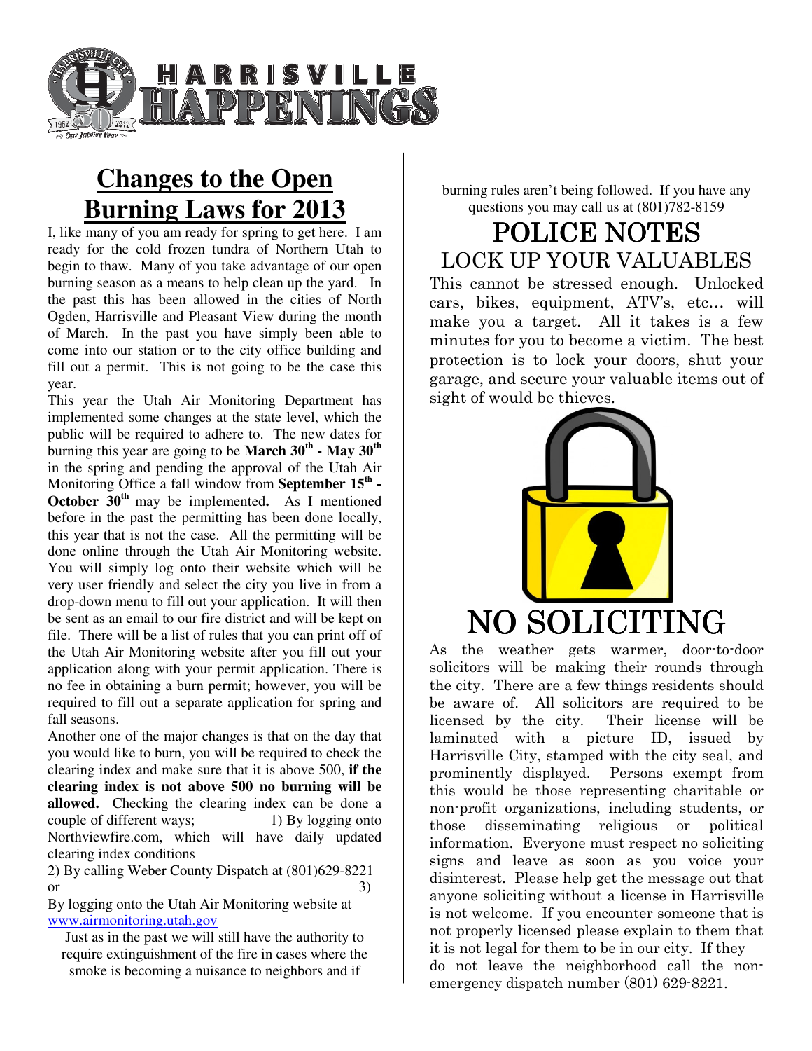# Changes to the Open Burning Laws for 2013

I, like many of you am ready for spring to get here. I am ready for the cold frozen tundra of Northern Utah to begin to thaw. Many of you take advantage of our open burning season as a means to help clean up the yard. In the past this has been allowed in the cities of North Ogden, Harrisville and Pleasant View during the month of March. In the past you have simply been able to come into our station or to the city office building and fill out a permit. This is not going to be the case this year.

This year the Utah Air Monitoring Department has implemented some changes at the state level, which the public will be required to adhere to. The new dates for burning this year are going to be **March 30th - May 30th** in the spring and pending the approval of the Utah Air Monitoring Office a fall window from **September 15th - October 30th** may be implemented**.** As I mentioned before in the past the permitting has been done locally, this year that is not the case. All the permitting will be done online through the Utah Air Monitoring website. You will simply log onto their website which will be very user friendly and select the city you live in from a drop-down menu to fill out your application. It will then be sent as an email to our fire district and will be kept on file. There will be a list of rules that you can print off of the Utah Air Monitoring website after you fill out your application along with your permit application. There is no fee in obtaining a burn permit; however, you will be required to fill out a separate application for spring and fall seasons.

Another one of the major changes is that on the day that you would like to burn, you will be required to check the clearing index and make sure that it is above 500, **if the clearing index is not above 500 no burning will be allowed.** Checking the clearing index can be done a couple of different ways;

1) By logging onto Northviewfire.com, which will have daily updated clearing index conditions
2) By calling Weber County Dispatch at (801)629-8221 or
3) By logging onto the Utah Air Monitoring website at www.airmonitoring.utah.gov

Just as in the past we will still have the authority to require extinguishment of the fire in cases where the smoke is becoming a nuisance to neighbors and if burning rules aren't being followed. If you have any questions you may call us at (801)782-8159

# POLICE NOTES

## LOCK UP YOUR VALUABLES

This cannot be stressed enough. Unlocked cars, bikes, equipment, ATV's, etc… will make you a target. All it takes is a few minutes for you to become a victim. The best protection is to lock your doors, shut your garage, and secure your valuable items out of sight of would be thieves.

## NO SOLICITING

As the weather gets warmer, door-to-door solicitors will be making their rounds through the city. There are a few things residents should be aware of. All solicitors are required to be licensed by the city. Their license will be laminated with a picture ID, issued by Harrisville City, stamped with the city seal, and prominently displayed. Persons exempt from this would be those representing charitable or non-profit organizations, including students, or those disseminating religious or political information. Everyone must respect no soliciting signs and leave as soon as you voice your disinterest. Please help get the message out that anyone soliciting without a license in Harrisville is not welcome. If you encounter someone that is not properly licensed please explain to them that it is not legal for them to be in our city. If they do not leave the neighborhood call the non-emergency dispatch number (801) 629-8221.